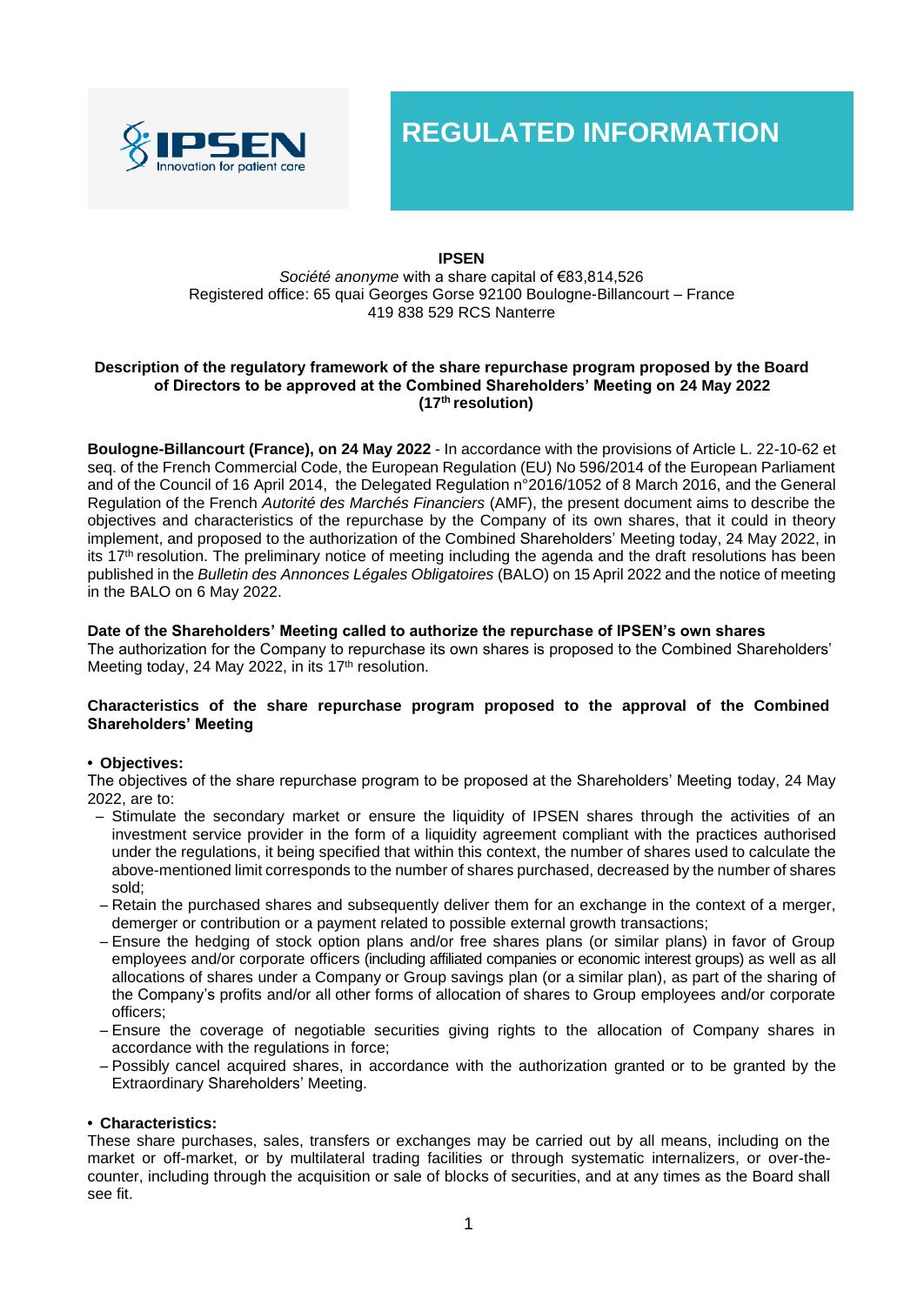# REGULATED INFORMATION

**IPSEN**

*Société anonyme* with a share capital of €83,814,526
Registered office: 65 quai Georges Gorse 92100 Boulogne-Billancourt – France
419 838 529 RCS Nanterre

**Description of the regulatory framework of the share repurchase program proposed by the Board of Directors to be approved at the Combined Shareholders' Meeting on 24 May 2022 (17th resolution)**

**Boulogne-Billancourt (France), on 24 May 2022** - In accordance with the provisions of Article L. 22-10-62 et seq. of the French Commercial Code, the European Regulation (EU) No 596/2014 of the European Parliament and of the Council of 16 April 2014, the Delegated Regulation n°2016/1052 of 8 March 2016, and the General Regulation of the French *Autorité des Marchés Financiers* (AMF), the present document aims to describe the objectives and characteristics of the repurchase by the Company of its own shares, that it could in theory implement, and proposed to the authorization of the Combined Shareholders' Meeting today, 24 May 2022, in its 17th resolution. The preliminary notice of meeting including the agenda and the draft resolutions has been published in the *Bulletin des Annonces Légales Obligatoires* (BALO) on 15 April 2022 and the notice of meeting in the BALO on 6 May 2022.

**Date of the Shareholders' Meeting called to authorize the repurchase of IPSEN's own shares**

The authorization for the Company to repurchase its own shares is proposed to the Combined Shareholders' Meeting today, 24 May 2022, in its 17th resolution.

**Characteristics of the share repurchase program proposed to the approval of the Combined Shareholders' Meeting**

- **Objectives:**

The objectives of the share repurchase program to be proposed at the Shareholders' Meeting today, 24 May 2022, are to:

- Stimulate the secondary market or ensure the liquidity of IPSEN shares through the activities of an investment service provider in the form of a liquidity agreement compliant with the practices authorised under the regulations, it being specified that within this context, the number of shares used to calculate the above-mentioned limit corresponds to the number of shares purchased, decreased by the number of shares sold;
- Retain the purchased shares and subsequently deliver them for an exchange in the context of a merger, demerger or contribution or a payment related to possible external growth transactions;
- Ensure the hedging of stock option plans and/or free shares plans (or similar plans) in favor of Group employees and/or corporate officers (including affiliated companies or economic interest groups) as well as all allocations of shares under a Company or Group savings plan (or a similar plan), as part of the sharing of the Company's profits and/or all other forms of allocation of shares to Group employees and/or corporate officers;
- Ensure the coverage of negotiable securities giving rights to the allocation of Company shares in accordance with the regulations in force;
- Possibly cancel acquired shares, in accordance with the authorization granted or to be granted by the Extraordinary Shareholders' Meeting.

- **Characteristics:**

These share purchases, sales, transfers or exchanges may be carried out by all means, including on the market or off-market, or by multilateral trading facilities or through systematic internalizers, or over-the-counter, including through the acquisition or sale of blocks of securities, and at any times as the Board shall see fit.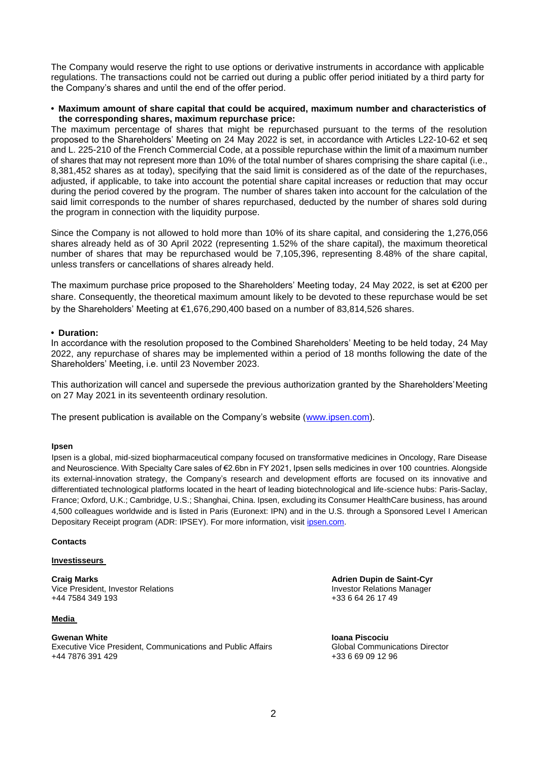The Company would reserve the right to use options or derivative instruments in accordance with applicable regulations. The transactions could not be carried out during a public offer period initiated by a third party for the Company's shares and until the end of the offer period.

- **Maximum amount of share capital that could be acquired, maximum number and characteristics of the corresponding shares, maximum repurchase price:**

The maximum percentage of shares that might be repurchased pursuant to the terms of the resolution proposed to the Shareholders' Meeting on 24 May 2022 is set, in accordance with Articles L22-10-62 et seq and L. 225-210 of the French Commercial Code, at a possible repurchase within the limit of a maximum number of shares that may not represent more than 10% of the total number of shares comprising the share capital (i.e., 8,381,452 shares as at today), specifying that the said limit is considered as of the date of the repurchases, adjusted, if applicable, to take into account the potential share capital increases or reduction that may occur during the period covered by the program. The number of shares taken into account for the calculation of the said limit corresponds to the number of shares repurchased, deducted by the number of shares sold during the program in connection with the liquidity purpose.

Since the Company is not allowed to hold more than 10% of its share capital, and considering the 1,276,056 shares already held as of 30 April 2022 (representing 1.52% of the share capital), the maximum theoretical number of shares that may be repurchased would be 7,105,396, representing 8.48% of the share capital, unless transfers or cancellations of shares already held.

The maximum purchase price proposed to the Shareholders' Meeting today, 24 May 2022, is set at €200 per share. Consequently, the theoretical maximum amount likely to be devoted to these repurchase would be set by the Shareholders' Meeting at €1,676,290,400 based on a number of 83,814,526 shares.

- **Duration:**

In accordance with the resolution proposed to the Combined Shareholders' Meeting to be held today, 24 May 2022, any repurchase of shares may be implemented within a period of 18 months following the date of the Shareholders' Meeting, i.e. until 23 November 2023.

This authorization will cancel and supersede the previous authorization granted by the Shareholders' Meeting on 27 May 2021 in its seventeenth ordinary resolution.

The present publication is available on the Company's website (www.ipsen.com).

**Ipsen**

Ipsen is a global, mid-sized biopharmaceutical company focused on transformative medicines in Oncology, Rare Disease and Neuroscience. With Specialty Care sales of €2.6bn in FY 2021, Ipsen sells medicines in over 100 countries. Alongside its external-innovation strategy, the Company's research and development efforts are focused on its innovative and differentiated technological platforms located in the heart of leading biotechnological and life-science hubs: Paris-Saclay, France; Oxford, U.K.; Cambridge, U.S.; Shanghai, China. Ipsen, excluding its Consumer HealthCare business, has around 4,500 colleagues worldwide and is listed in Paris (Euronext: IPN) and in the U.S. through a Sponsored Level I American Depositary Receipt program (ADR: IPSEY). For more information, visit ipsen.com.

**Contacts**

**Investisseurs**

**Craig Marks**
Vice President, Investor Relations
+44 7584 349 193

**Adrien Dupin de Saint-Cyr**
Investor Relations Manager
+33 6 64 26 17 49

**Media**

**Gwenan White**
Executive Vice President, Communications and Public Affairs
+44 7876 391 429

**Ioana Piscociu**
Global Communications Director
+33 6 69 09 12 96